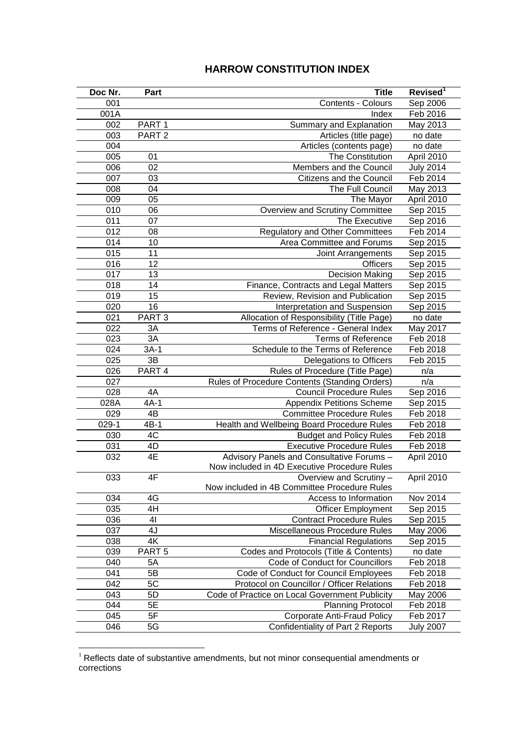# HARROW CONSTITUTION INDEX

| Doc Nr. | Part | Title | Revised[1] |
|---|---|---|---|
| 001 | | Contents - Colours | Sep 2006 |
| 001A | | Index | Feb 2016 |
| 002 | PART 1 | Summary and Explanation | May 2013 |
| 003 | PART 2 | Articles (title page) | no date |
| 004 | | Articles (contents page) | no date |
| 005 | 01 | The Constitution | April 2010 |
| 006 | 02 | Members and the Council | July 2014 |
| 007 | 03 | Citizens and the Council | Feb 2014 |
| 008 | 04 | The Full Council | May 2013 |
| 009 | 05 | The Mayor | April 2010 |
| 010 | 06 | Overview and Scrutiny Committee | Sep 2015 |
| 011 | 07 | The Executive | Sep 2016 |
| 012 | 08 | Regulatory and Other Committees | Feb 2014 |
| 014 | 10 | Area Committee and Forums | Sep 2015 |
| 015 | 11 | Joint Arrangements | Sep 2015 |
| 016 | 12 | Officers | Sep 2015 |
| 017 | 13 | Decision Making | Sep 2015 |
| 018 | 14 | Finance, Contracts and Legal Matters | Sep 2015 |
| 019 | 15 | Review, Revision and Publication | Sep 2015 |
| 020 | 16 | Interpretation and Suspension | Sep 2015 |
| 021 | PART 3 | Allocation of Responsibility (Title Page) | no date |
| 022 | 3A | Terms of Reference - General Index | May 2017 |
| 023 | 3A | Terms of Reference | Feb 2018 |
| 024 | 3A-1 | Schedule to the Terms of Reference | Feb 2018 |
| 025 | 3B | Delegations to Officers | Feb 2015 |
| 026 | PART 4 | Rules of Procedure (Title Page) | n/a |
| 027 | | Rules of Procedure Contents (Standing Orders) | n/a |
| 028 | 4A | Council Procedure Rules | Sep 2016 |
| 028A | 4A-1 | Appendix Petitions Scheme | Sep 2015 |
| 029 | 4B | Committee Procedure Rules | Feb 2018 |
| 029-1 | 4B-1 | Health and Wellbeing Board Procedure Rules | Feb 2018 |
| 030 | 4C | Budget and Policy Rules | Feb 2018 |
| 031 | 4D | Executive Procedure Rules | Feb 2018 |
| 032 | 4E | Advisory Panels and Consultative Forums – Now included in 4D Executive Procedure Rules | April 2010 |
| 033 | 4F | Overview and Scrutiny – Now included in 4B Committee Procedure Rules | April 2010 |
| 034 | 4G | Access to Information | Nov 2014 |
| 035 | 4H | Officer Employment | Sep 2015 |
| 036 | 4I | Contract Procedure Rules | Sep 2015 |
| 037 | 4J | Miscellaneous Procedure Rules | May 2006 |
| 038 | 4K | Financial Regulations | Sep 2015 |
| 039 | PART 5 | Codes and Protocols (Title & Contents) | no date |
| 040 | 5A | Code of Conduct for Councillors | Feb 2018 |
| 041 | 5B | Code of Conduct for Council Employees | Feb 2018 |
| 042 | 5C | Protocol on Councillor / Officer Relations | Feb 2018 |
| 043 | 5D | Code of Practice on Local Government Publicity | May 2006 |
| 044 | 5E | Planning Protocol | Feb 2018 |
| 045 | 5F | Corporate Anti-Fraud Policy | Feb 2017 |
| 046 | 5G | Confidentiality of Part 2 Reports | July 2007 |

[1] Reflects date of substantive amendments, but not minor consequential amendments or corrections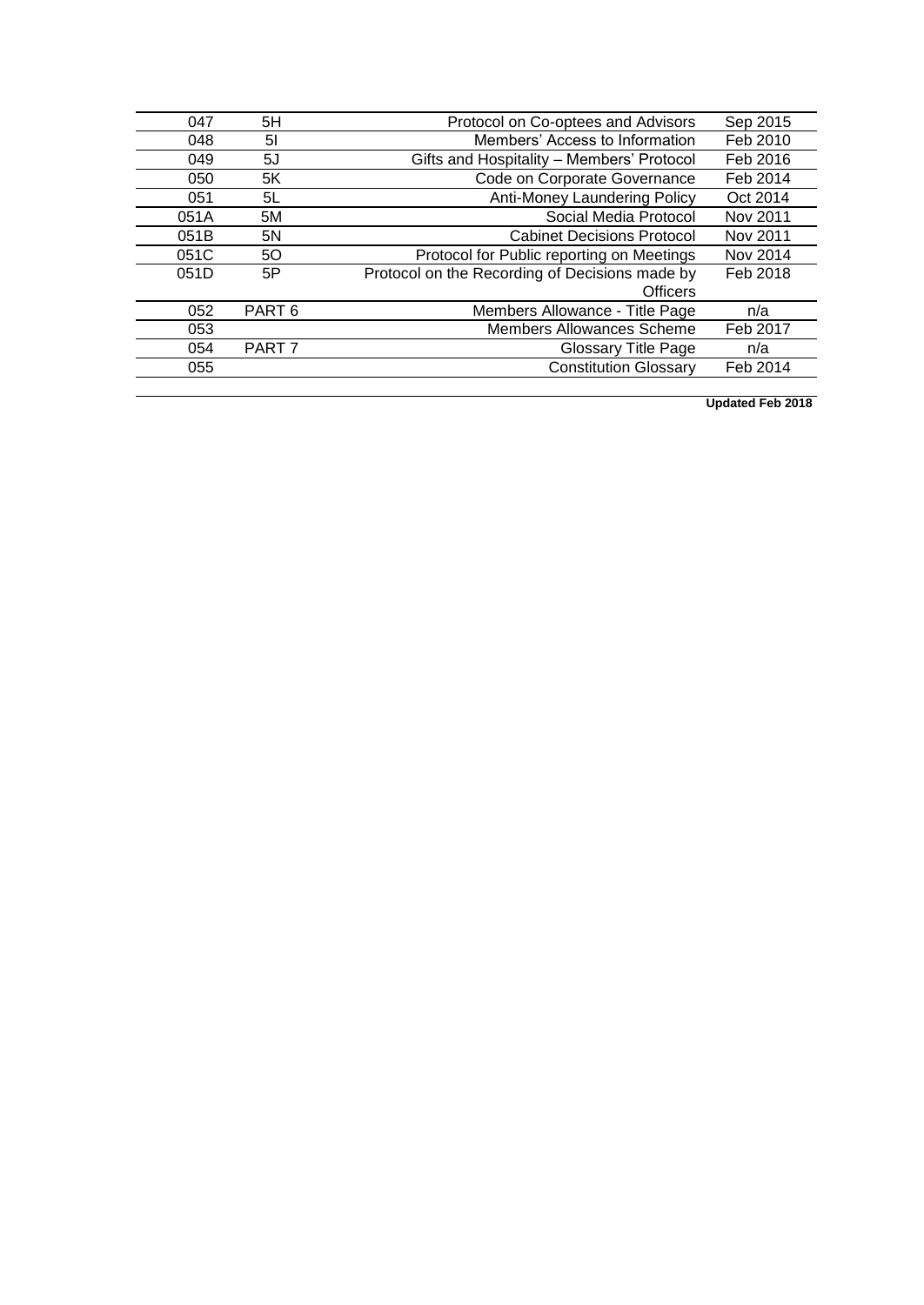| | | | |
|---|---|---|---|
| 047 | 5H | Protocol on Co-optees and Advisors | Sep 2015 |
| 048 | 5I | Members' Access to Information | Feb 2010 |
| 049 | 5J | Gifts and Hospitality – Members' Protocol | Feb 2016 |
| 050 | 5K | Code on Corporate Governance | Feb 2014 |
| 051 | 5L | Anti-Money Laundering Policy | Oct 2014 |
| 051A | 5M | Social Media Protocol | Nov 2011 |
| 051B | 5N | Cabinet Decisions Protocol | Nov 2011 |
| 051C | 5O | Protocol for Public reporting on Meetings | Nov 2014 |
| 051D | 5P | Protocol on the Recording of Decisions made by Officers | Feb 2018 |
| 052 | PART 6 | Members Allowance - Title Page | n/a |
| 053 | | Members Allowances Scheme | Feb 2017 |
| 054 | PART 7 | Glossary Title Page | n/a |
| 055 | | Constitution Glossary | Feb 2014 |

**Updated Feb 2018**